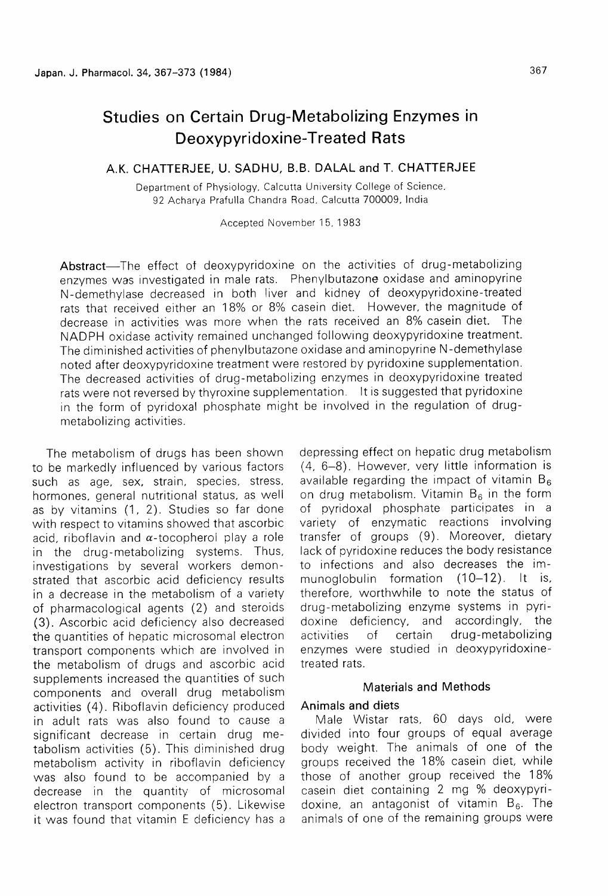# Studies on Certain Drug-Metabolizing Enzymes in Deoxypyridoxine-Treated Rats

A.K. CHATTERJEE, U. SADHU, B.B. DALAL and T. CHATTERJEE

Department of Physiology, Calcutta University College of Science, 92 Acharya Prafulla Chandra Road, Calcutta 700009, India

Accepted November 15, 1983

**Abstract**—The effect of deoxypyridoxine on the activities of drug-metabolizing enzymes was investigated in male rats. Phenylbutazone oxidase and aminopyrine N-demethylase decreased in both liver and kidney of deoxypyridoxine-treated rats that received either an 18% or 8% casein diet. However, the magnitude of decrease in activities was more when the rats received an 8% casein diet. The NADPH oxidase activity remained unchanged following deoxypyridoxine treatment. The diminished activities of phenylbutazone oxidase and aminopyrine N-demethylase noted after deoxypyridoxine treatment were restored by pyridoxine supplementation. The decreased activities of drug-metabolizing enzymes in deoxypyridoxine treated rats were not reversed by thyroxine supplementation. It is suggested that pyridoxine in the form of pyridoxal phosphate might be involved in the regulation of drug-metabolizing activities.

The metabolism of drugs has been shown to be markedly influenced by various factors such as age, sex, strain, species, stress, hormones, general nutritional status, as well as by vitamins (1, 2). Studies so far done with respect to vitamins showed that ascorbic acid, riboflavin and $\alpha$-tocopherol play a role in the drug-metabolizing systems. Thus, investigations by several workers demonstrated that ascorbic acid deficiency results in a decrease in the metabolism of a variety of pharmacological agents (2) and steroids (3). Ascorbic acid deficiency also decreased the quantities of hepatic microsomal electron transport components which are involved in the metabolism of drugs and ascorbic acid supplements increased the quantities of such components and overall drug metabolism activities (4). Riboflavin deficiency produced in adult rats was also found to cause a significant decrease in certain drug metabolism activities (5). This diminished drug metabolism activity in riboflavin deficiency was also found to be accompanied by a decrease in the quantity of microsomal electron transport components (5). Likewise it was found that vitamin E deficiency has a depressing effect on hepatic drug metabolism (4, 6–8). However, very little information is available regarding the impact of vitamin $B_6$ on drug metabolism. Vitamin $B_6$ in the form of pyridoxal phosphate participates in a variety of enzymatic reactions involving transfer of groups (9). Moreover, dietary lack of pyridoxine reduces the body resistance to infections and also decreases the immunoglobulin formation (10–12). It is, therefore, worthwhile to note the status of drug-metabolizing enzyme systems in pyridoxine deficiency, and accordingly, the activities of certain drug-metabolizing enzymes were studied in deoxypyridoxine-treated rats.

## Materials and Methods

### Animals and diets

Male Wistar rats, 60 days old, were divided into four groups of equal average body weight. The animals of one of the groups received the 18% casein diet, while those of another group received the 18% casein diet containing 2 mg % deoxypyridoxine, an antagonist of vitamin $B_6$. The animals of one of the remaining groups were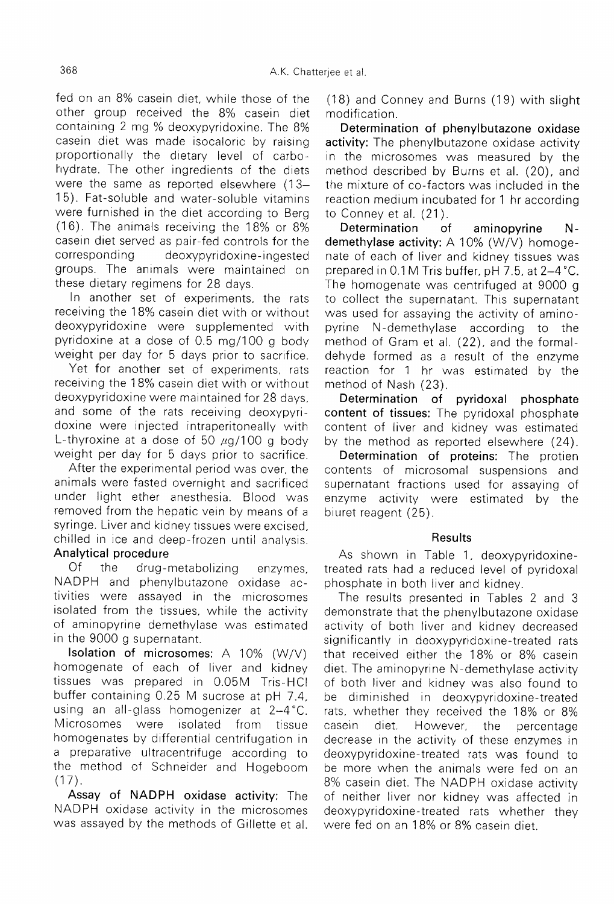fed on an 8% casein diet, while those of the other group received the 8% casein diet containing 2 mg % deoxypyridoxine. The 8% casein diet was made isocaloric by raising proportionally the dietary level of carbohydrate. The other ingredients of the diets were the same as reported elsewhere (13–15). Fat-soluble and water-soluble vitamins were furnished in the diet according to Berg (16). The animals receiving the 18% or 8% casein diet served as pair-fed controls for the corresponding deoxypyridoxine-ingested groups. The animals were maintained on these dietary regimens for 28 days.

In another set of experiments, the rats receiving the 18% casein diet with or without deoxypyridoxine were supplemented with pyridoxine at a dose of 0.5 mg/100 g body weight per day for 5 days prior to sacrifice.

Yet for another set of experiments, rats receiving the 18% casein diet with or without deoxypyridoxine were maintained for 28 days, and some of the rats receiving deoxypyridoxine were injected intraperitoneally with L-thyroxine at a dose of 50 $\mu$g/100 g body weight per day for 5 days prior to sacrifice.

After the experimental period was over, the animals were fasted overnight and sacrificed under light ether anesthesia. Blood was removed from the hepatic vein by means of a syringe. Liver and kidney tissues were excised, chilled in ice and deep-frozen until analysis.

## Analytical procedure

Of the drug-metabolizing enzymes, NADPH and phenylbutazone oxidase activities were assayed in the microsomes isolated from the tissues, while the activity of aminopyrine demethylase was estimated in the 9000 g supernatant.

**Isolation of microsomes:** A 10% (W/V) homogenate of each of liver and kidney tissues was prepared in 0.05M Tris-HCl buffer containing 0.25 M sucrose at pH 7.4, using an all-glass homogenizer at 2–4 °C. Microsomes were isolated from tissue homogenates by differential centrifugation in a preparative ultracentrifuge according to the method of Schneider and Hogeboom (17).

**Assay of NADPH oxidase activity:** The NADPH oxidase activity in the microsomes was assayed by the methods of Gillette et al. (18) and Conney and Burns (19) with slight modification.

**Determination of phenylbutazone oxidase activity:** The phenylbutazone oxidase activity in the microsomes was measured by the method described by Burns et al. (20), and the mixture of co-factors was included in the reaction medium incubated for 1 hr according to Conney et al. (21).

**Determination of aminopyrine N-demethylase activity:** A 10% (W/V) homogenate of each of liver and kidney tissues was prepared in 0.1 M Tris buffer, pH 7.5, at 2–4 °C. The homogenate was centrifuged at 9000 g to collect the supernatant. This supernatant was used for assaying the activity of aminopyrine N-demethylase according to the method of Gram et al. (22), and the formaldehyde formed as a result of the enzyme reaction for 1 hr was estimated by the method of Nash (23).

**Determination of pyridoxal phosphate content of tissues:** The pyridoxal phosphate content of liver and kidney was estimated by the method as reported elsewhere (24).

**Determination of proteins:** The protien contents of microsomal suspensions and supernatant fractions used for assaying of enzyme activity were estimated by the biuret reagent (25).

## Results

As shown in Table 1, deoxypyridoxine-treated rats had a reduced level of pyridoxal phosphate in both liver and kidney.

The results presented in Tables 2 and 3 demonstrate that the phenylbutazone oxidase activity of both liver and kidney decreased significantly in deoxypyridoxine-treated rats that received either the 18% or 8% casein diet. The aminopyrine N-demethylase activity of both liver and kidney was also found to be diminished in deoxypyridoxine-treated rats, whether they received the 18% or 8% casein diet. However, the percentage decrease in the activity of these enzymes in deoxypyridoxine-treated rats was found to be more when the animals were fed on an 8% casein diet. The NADPH oxidase activity of neither liver nor kidney was affected in deoxypyridoxine-treated rats whether they were fed on an 18% or 8% casein diet.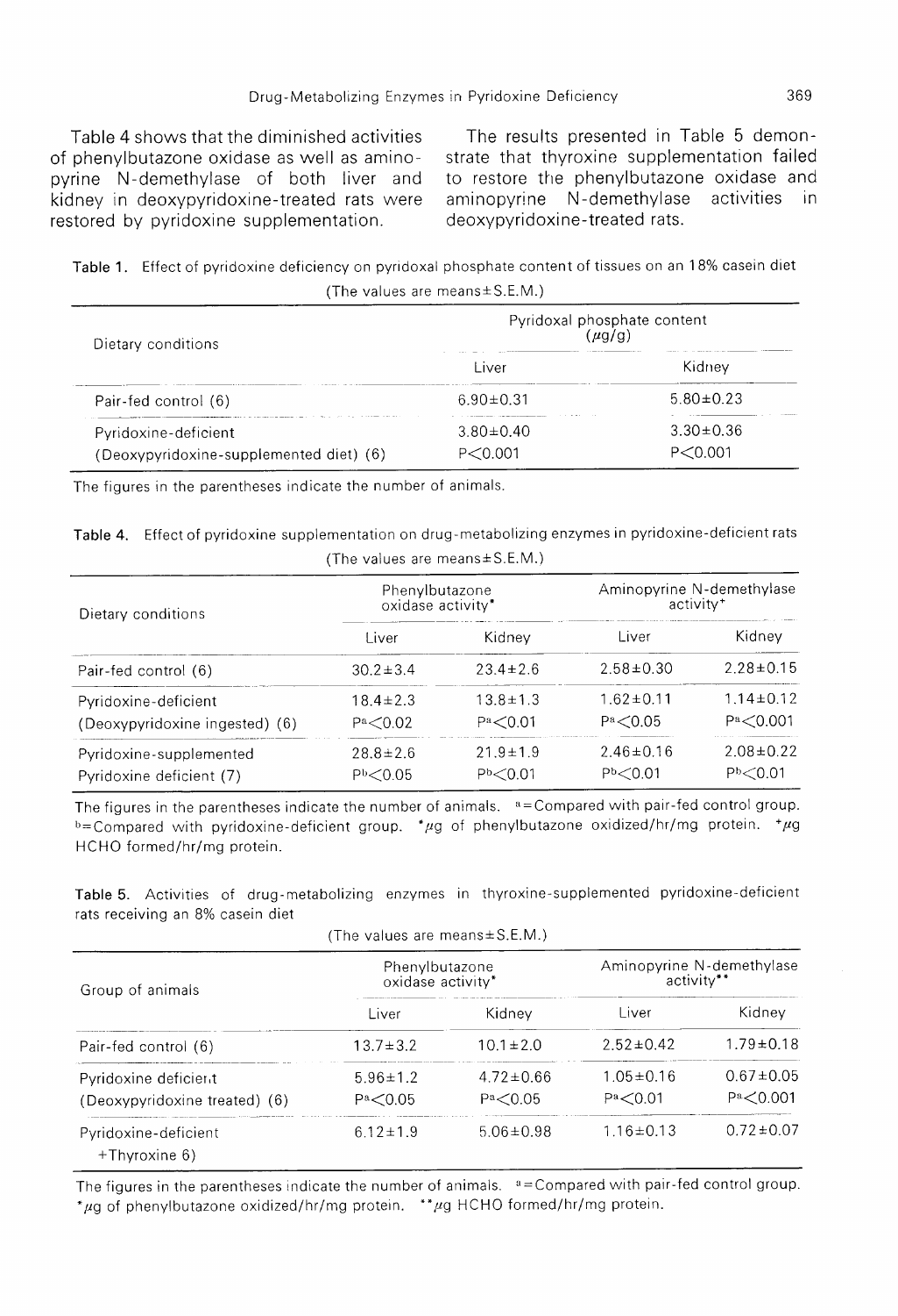Table 4 shows that the diminished activities of phenylbutazone oxidase as well as aminopyrine N-demethylase of both liver and kidney in deoxypyridoxine-treated rats were restored by pyridoxine supplementation.

The results presented in Table 5 demonstrate that thyroxine supplementation failed to restore the phenylbutazone oxidase and aminopyrine N-demethylase activities in deoxypyridoxine-treated rats.

**Table 1.** Effect of pyridoxine deficiency on pyridoxal phosphate content of tissues on an 18% casein diet

(The values are means±S.E.M.)

| Dietary conditions | Pyridoxal phosphate content (μg/g) | |
|---|---|---|
| | Liver | Kidney |
| Pair-fed control (6) | 6.90±0.31 | 5.80±0.23 |
| Pyridoxine-deficient (Deoxypyridoxine-supplemented diet) (6) | 3.80±0.40 P<0.001 | 3.30±0.36 P<0.001 |

The figures in the parentheses indicate the number of animals.

**Table 4.** Effect of pyridoxine supplementation on drug-metabolizing enzymes in pyridoxine-deficient rats

(The values are means±S.E.M.)

| Dietary conditions | Phenylbutazone oxidase activity* | | Aminopyrine N-demethylase activity+ | |
|---|---|---|---|---|
| | Liver | Kidney | Liver | Kidney |
| Pair-fed control (6) | 30.2±3.4 | 23.4±2.6 | 2.58±0.30 | 2.28±0.15 |
| Pyridoxine-deficient (Deoxypyridoxine ingested) (6) | 18.4±2.3 P[a]<0.02 | 13.8±1.3 P[a]<0.01 | 1.62±0.11 P[a]<0.05 | 1.14±0.12 P[a]<0.001 |
| Pyridoxine-supplemented Pyridoxine deficient (7) | 28.8±2.6 P[b]<0.05 | 21.9±1.9 P[b]<0.01 | 2.46±0.16 P[b]<0.01 | 2.08±0.22 P[b]<0.01 |

The figures in the parentheses indicate the number of animals. [a]=Compared with pair-fed control group. [b]=Compared with pyridoxine-deficient group. *μg of phenylbutazone oxidized/hr/mg protein. +μg HCHO formed/hr/mg protein.

**Table 5.** Activities of drug-metabolizing enzymes in thyroxine-supplemented pyridoxine-deficient rats receiving an 8% casein diet

(The values are means±S.E.M.)

| Group of animals | Phenylbutazone oxidase activity* | | Aminopyrine N-demethylase activity** | |
|---|---|---|---|---|
| | Liver | Kidney | Liver | Kidney |
| Pair-fed control (6) | 13.7±3.2 | 10.1±2.0 | 2.52±0.42 | 1.79±0.18 |
| Pyridoxine deficient (Deoxypyridoxine treated) (6) | 5.96±1.2 P[a]<0.05 | 4.72±0.66 P[a]<0.05 | 1.05±0.16 P[a]<0.01 | 0.67±0.05 P[a]<0.001 |
| Pyridoxine-deficient +Thyroxine 6) | 6.12±1.9 | 5.06±0.98 | 1.16±0.13 | 0.72±0.07 |

The figures in the parentheses indicate the number of animals. [a]=Compared with pair-fed control group. *μg of phenylbutazone oxidized/hr/mg protein. **μg HCHO formed/hr/mg protein.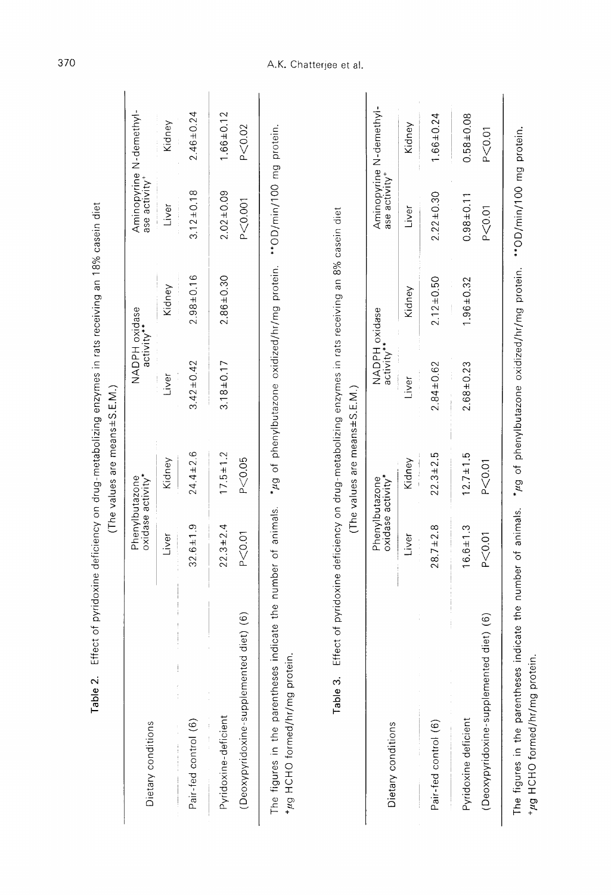**Table 2.** Effect of pyridoxine deficiency on drug-metabolizing enzymes in rats receiving an 18% casein diet

(The values are means±S.E.M.)

| Dietary conditions | Phenylbutazone oxidase activity* | | NADPH oxidase activity** | | Aminopyrine N-demethylase activity+ | |
|---|---|---|---|---|---|---|
| | Liver | Kidney | Liver | Kidney | Liver | Kidney |
| Pair-fed control (6) | 32.6±1.9 | 24.4±2.6 | 3.42±0.42 | 2.98±0.16 | 3.12±0.18 | 2.46±0.24 |
| Pyridoxine-deficient | 22.3±2.4 | 17.5±1.2 | 3.18±0.17 | 2.86±0.30 | 2.02±0.09 | 1.66±0.12 |
| (Deoxypyridoxine-supplemented diet) (6) | P<0.01 | P<0.05 | | | P<0.001 | P<0.02 |

The figures in the parentheses indicate the number of animals. *μg of phenylbutazone oxidized/hr/mg protein. **OD/min/100 mg protein. +μg HCHO formed/hr/mg protein.

**Table 3.** Effect of pyridoxine deficiency on drug-metabolizing enzymes in rats receiving an 8% casein diet

(The values are means±S.E.M.)

| Dietary conditions | Phenylbutazone oxidase activity* | | NADPH oxidase activity** | | Aminopyrine N-demethylase activity+ | |
|---|---|---|---|---|---|---|
| | Liver | Kidney | Liver | Kidney | Liver | Kidney |
| Pair-fed control (6) | 28.7±2.8 | 22.3±2.5 | 2.84±0.62 | 2.12±0.50 | 2.22±0.30 | 1.66±0.24 |
| Pyridoxine deficient | 16.6±1.3 | 12.7±1.5 | 2.68±0.23 | 1.96±0.32 | 0.98±0.11 | 0.58±0.08 |
| (Deoxypyridoxine-supplemented diet) (6) | P<0.01 | P<0.01 | | | P<0.01 | P<0.01 |

The figures in the parentheses indicate the number of animals. *μg of phenylbutazone oxidized/hr/mg protein. **OD/min/100 mg protein. +μg HCHO formed/hr/mg protein.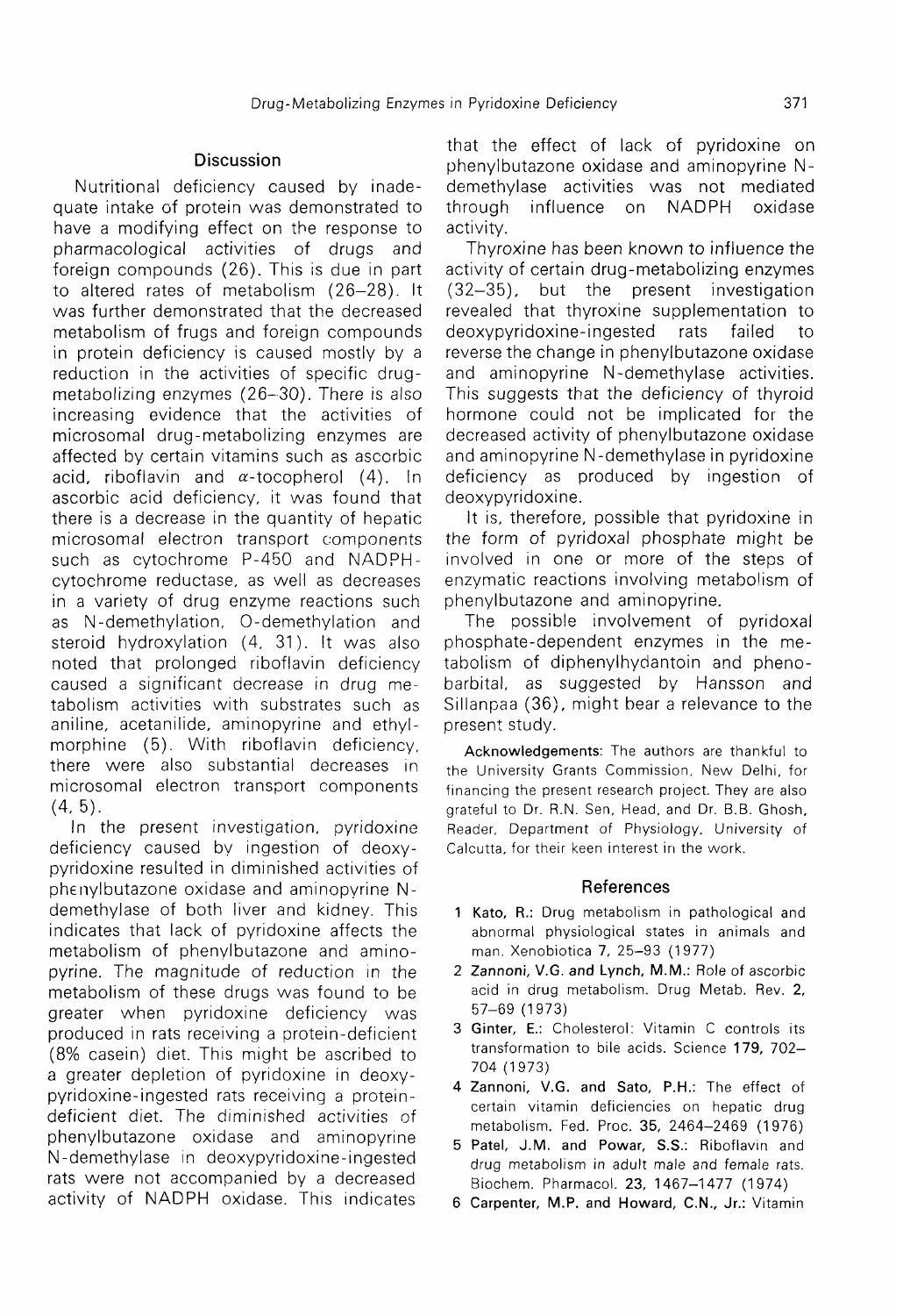## Discussion

Nutritional deficiency caused by inadequate intake of protein was demonstrated to have a modifying effect on the response to pharmacological activities of drugs and foreign compounds (26). This is due in part to altered rates of metabolism (26–28). It was further demonstrated that the decreased metabolism of frugs and foreign compounds in protein deficiency is caused mostly by a reduction in the activities of specific drug-metabolizing enzymes (26–30). There is also increasing evidence that the activities of microsomal drug-metabolizing enzymes are affected by certain vitamins such as ascorbic acid, riboflavin and $\alpha$-tocopherol (4). In ascorbic acid deficiency, it was found that there is a decrease in the quantity of hepatic microsomal electron transport components such as cytochrome P-450 and NADPH-cytochrome reductase, as well as decreases in a variety of drug enzyme reactions such as N-demethylation, O-demethylation and steroid hydroxylation (4, 31). It was also noted that prolonged riboflavin deficiency caused a significant decrease in drug metabolism activities with substrates such as aniline, acetanilide, aminopyrine and ethylmorphine (5). With riboflavin deficiency, there were also substantial decreases in microsomal electron transport components (4, 5).

In the present investigation, pyridoxine deficiency caused by ingestion of deoxypyridoxine resulted in diminished activities of phenylbutazone oxidase and aminopyrine N-demethylase of both liver and kidney. This indicates that lack of pyridoxine affects the metabolism of phenylbutazone and aminopyrine. The magnitude of reduction in the metabolism of these drugs was found to be greater when pyridoxine deficiency was produced in rats receiving a protein-deficient (8% casein) diet. This might be ascribed to a greater depletion of pyridoxine in deoxypyridoxine-ingested rats receiving a protein-deficient diet. The diminished activities of phenylbutazone oxidase and aminopyrine N-demethylase in deoxypyridoxine-ingested rats were not accompanied by a decreased activity of NADPH oxidase. This indicates that the effect of lack of pyridoxine on phenylbutazone oxidase and aminopyrine N-demethylase activities was not mediated through influence on NADPH oxidase activity.

Thyroxine has been known to influence the activity of certain drug-metabolizing enzymes (32–35), but the present investigation revealed that thyroxine supplementation to deoxypyridoxine-ingested rats failed to reverse the change in phenylbutazone oxidase and aminopyrine N-demethylase activities. This suggests that the deficiency of thyroid hormone could not be implicated for the decreased activity of phenylbutazone oxidase and aminopyrine N-demethylase in pyridoxine deficiency as produced by ingestion of deoxypyridoxine.

It is, therefore, possible that pyridoxine in the form of pyridoxal phosphate might be involved in one or more of the steps of enzymatic reactions involving metabolism of phenylbutazone and aminopyrine.

The possible involvement of pyridoxal phosphate-dependent enzymes in the metabolism of diphenylhydantoin and phenobarbital, as suggested by Hansson and Sillanpaa (36), might bear a relevance to the present study.

**Acknowledgements:** The authors are thankful to the University Grants Commission, New Delhi, for financing the present research project. They are also grateful to Dr. R.N. Sen, Head, and Dr. B.B. Ghosh, Reader, Department of Physiology, University of Calcutta, for their keen interest in the work.

## References

1 **Kato, R.:** Drug metabolism in pathological and abnormal physiological states in animals and man. Xenobiotica 7, 25–93 (1977)

2 **Zannoni, V.G. and Lynch, M.M.:** Role of ascorbic acid in drug metabolism. Drug Metab. Rev. **2,** 57–69 (1973)

3 **Ginter, E.:** Cholesterol: Vitamin C controls its transformation to bile acids. Science **179,** 702–704 (1973)

4 **Zannoni, V.G. and Sato, P.H.:** The effect of certain vitamin deficiencies on hepatic drug metabolism. Fed. Proc. **35,** 2464–2469 (1976)

5 **Patel, J.M. and Powar, S.S.:** Riboflavin and drug metabolism in adult male and female rats. Biochem. Pharmacol. **23,** 1467–1477 (1974)

6 **Carpenter, M.P. and Howard, C.N., Jr.:** Vitamin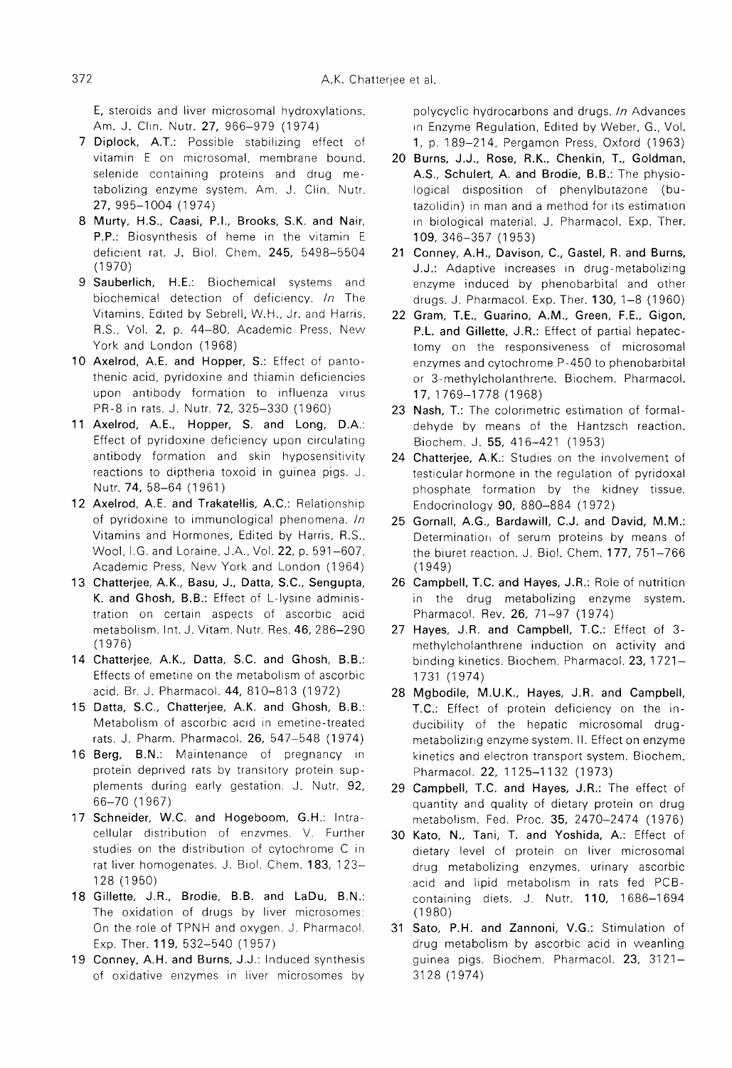E, steroids and liver microsomal hydroxylations. Am. J. Clin. Nutr. **27**, 966–979 (1974)

7 **Diplock, A.T.**: Possible stabilizing effect of vitamin E on microsomal, membrane bound, selenide containing proteins and drug metabolizing enzyme system. Am. J. Clin. Nutr. **27**, 995–1004 (1974)

8 **Murty, H.S., Caasi, P.I., Brooks, S.K. and Nair, P.P.**: Biosynthesis of heme in the vitamin E deficient rat. J. Biol. Chem. **245**, 5498–5504 (1970)

9 **Sauberlich, H.E.**: Biochemical systems and biochemical detection of deficiency. *In* The Vitamins, Edited by Sebrell, W.H., Jr. and Harris, R.S., Vol. **2**, p. 44–80, Academic Press, New York and London (1968)

10 **Axelrod, A.E. and Hopper, S.**: Effect of pantothenic acid, pyridoxine and thiamin deficiencies upon antibody formation to influenza virus PR-8 in rats. J. Nutr. **72**, 325–330 (1960)

11 **Axelrod, A.E., Hopper, S. and Long, D.A.**: Effect of pyridoxine deficiency upon circulating antibody formation and skin hyposensitivity reactions to diptheria toxoid in guinea pigs. J. Nutr. **74**, 58–64 (1961)

12 **Axelrod, A.E. and Trakatellis, A.C.**: Relationship of pyridoxine to immunological phenomena. *In* Vitamins and Hormones, Edited by Harris, R.S., Wool, I.G. and Loraine, J.A., Vol. **22**, p. 591–607, Academic Press, New York and London (1964)

13 **Chatterjee, A.K., Basu, J., Datta, S.C., Sengupta, K. and Ghosh, B.B.**: Effect of L-lysine administration on certain aspects of ascorbic acid metabolism. Int. J. Vitam. Nutr. Res. **46**, 286–290 (1976)

14 **Chatterjee, A.K., Datta, S.C. and Ghosh, B.B.**: Effects of emetine on the metabolism of ascorbic acid. Br. J. Pharmacol. **44**, 810–813 (1972)

15 **Datta, S.C., Chatterjee, A.K. and Ghosh, B.B.**: Metabolism of ascorbic acid in emetine-treated rats. J. Pharm. Pharmacol. **26**, 547–548 (1974)

16 **Berg, B.N.**: Maintenance of pregnancy in protein deprived rats by transitory protein supplements during early gestation. J. Nutr. **92**, 66–70 (1967)

17 **Schneider, W.C. and Hogeboom, G.H.**: Intracellular distribution of enzymes. V. Further studies on the distribution of cytochrome C in rat liver homogenates. J. Biol. Chem. **183**, 123–128 (1950)

18 **Gillette, J.R., Brodie, B.B. and LaDu, B.N.**: The oxidation of drugs by liver microsomes: On the role of TPNH and oxygen. J. Pharmacol. Exp. Ther. **119**, 532–540 (1957)

19 **Conney, A.H. and Burns, J.J.**: Induced synthesis of oxidative enzymes in liver microsomes by polycyclic hydrocarbons and drugs. *In* Advances in Enzyme Regulation, Edited by Weber, G., Vol. **1**, p. 189–214, Pergamon Press, Oxford (1963)

20 **Burns, J.J., Rose, R.K., Chenkin, T., Goldman, A.S., Schulert, A. and Brodie, B.B.**: The physiological disposition of phenylbutazone (butazolidin) in man and a method for its estimation in biological material. J. Pharmacol. Exp. Ther. **109**, 346–357 (1953)

21 **Conney, A.H., Davison, C., Gastel, R. and Burns, J.J.**: Adaptive increases in drug-metabolizing enzyme induced by phenobarbital and other drugs. J. Pharmacol. Exp. Ther. **130**, 1–8 (1960)

22 **Gram, T.E., Guarino, A.M., Green, F.E., Gigon, P.L. and Gillette, J.R.**: Effect of partial hepatectomy on the responsiveness of microsomal enzymes and cytochrome P-450 to phenobarbital or 3-methylcholanthrene. Biochem. Pharmacol. **17**, 1769–1778 (1968)

23 **Nash, T.**: The colorimetric estimation of formaldehyde by means of the Hantzsch reaction. Biochem. J. **55**, 416–421 (1953)

24 **Chatterjee, A.K.**: Studies on the involvement of testicular hormone in the regulation of pyridoxal phosphate formation by the kidney tissue. Endocrinology **90**, 880–884 (1972)

25 **Gornall, A.G., Bardawill, C.J. and David, M.M.**: Determination of serum proteins by means of the biuret reaction. J. Biol. Chem. **177**, 751–766 (1949)

26 **Campbell, T.C. and Hayes, J.R.**: Role of nutrition in the drug metabolizing enzyme system. Pharmacol. Rev. **26**, 71–97 (1974)

27 **Hayes, J.R. and Campbell, T.C.**: Effect of 3-methylcholanthrene induction on activity and binding kinetics. Biochem. Pharmacol. **23**, 1721–1731 (1974)

28 **Mgbodile, M.U.K., Hayes, J.R. and Campbell, T.C.**: Effect of protein deficiency on the inducibility of the hepatic microsomal drug-metabolizing enzyme system. II. Effect on enzyme kinetics and electron transport system. Biochem. Pharmacol. **22**, 1125–1132 (1973)

29 **Campbell, T.C. and Hayes, J.R.**: The effect of quantity and quality of dietary protein on drug metabolism. Fed. Proc. **35**, 2470–2474 (1976)

30 **Kato, N., Tani, T. and Yoshida, A.**: Effect of dietary level of protein on liver microsomal drug metabolizing enzymes, urinary ascorbic acid and lipid metabolism in rats fed PCB-containing diets. J. Nutr. **110**, 1686–1694 (1980)

31 **Sato, P.H. and Zannoni, V.G.**: Stimulation of drug metabolism by ascorbic acid in weanling guinea pigs. Biochem. Pharmacol. **23**, 3121–3128 (1974)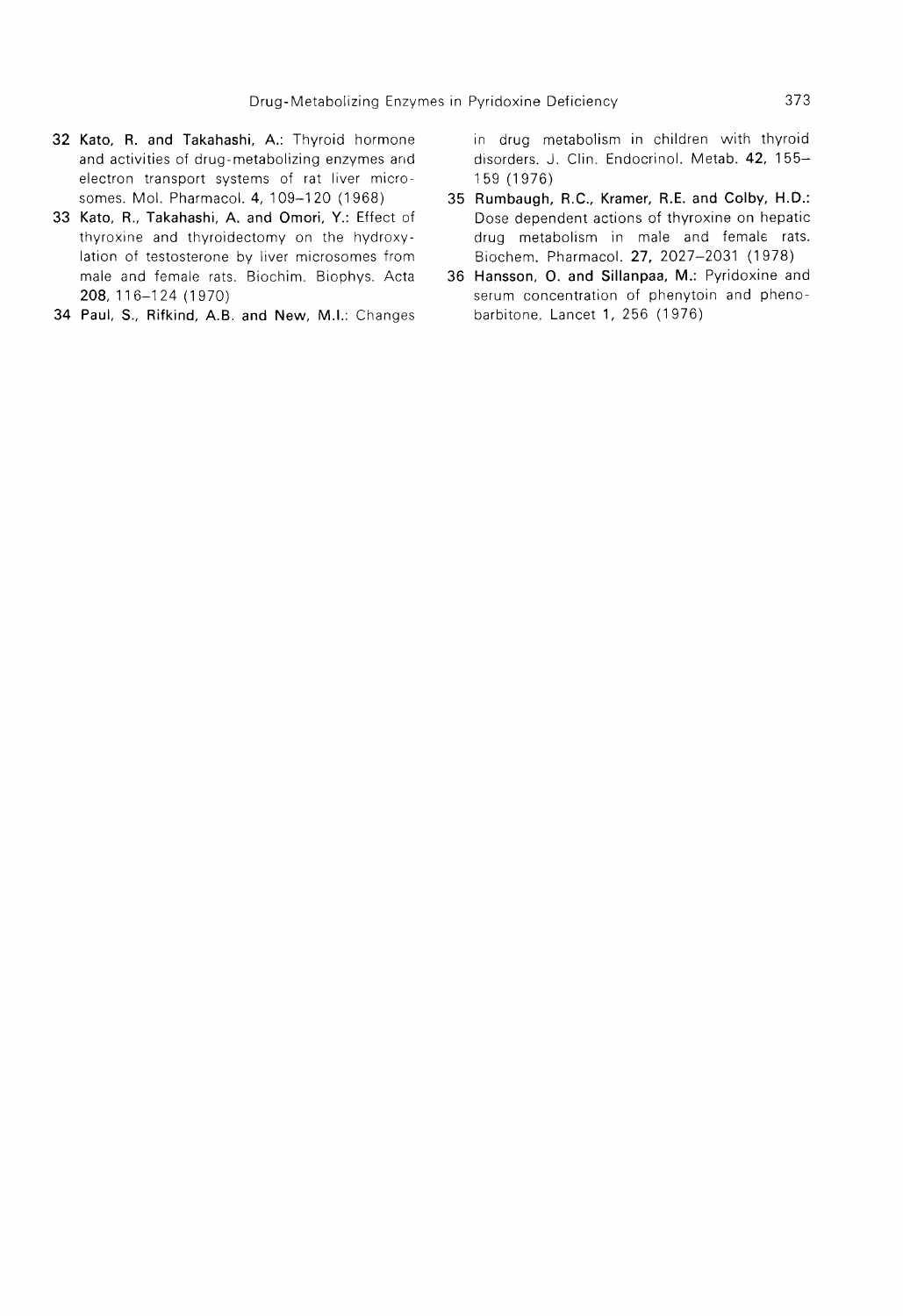32 **Kato, R. and Takahashi, A.:** Thyroid hormone and activities of drug-metabolizing enzymes and electron transport systems of rat liver microsomes. Mol. Pharmacol. **4**, 109–120 (1968)

33 **Kato, R., Takahashi, A. and Omori, Y.:** Effect of thyroxine and thyroidectomy on the hydroxylation of testosterone by liver microsomes from male and female rats. Biochim. Biophys. Acta **208**, 116–124 (1970)

34 **Paul, S., Rifkind, A.B. and New, M.I.:** Changes in drug metabolism in children with thyroid disorders. J. Clin. Endocrinol. Metab. **42**, 155–159 (1976)

35 **Rumbaugh, R.C., Kramer, R.E. and Colby, H.D.:** Dose dependent actions of thyroxine on hepatic drug metabolism in male and female rats. Biochem. Pharmacol. **27**, 2027–2031 (1978)

36 **Hansson, O. and Sillanpaa, M.:** Pyridoxine and serum concentration of phenytoin and phenobarbitone. Lancet **1**, 256 (1976)